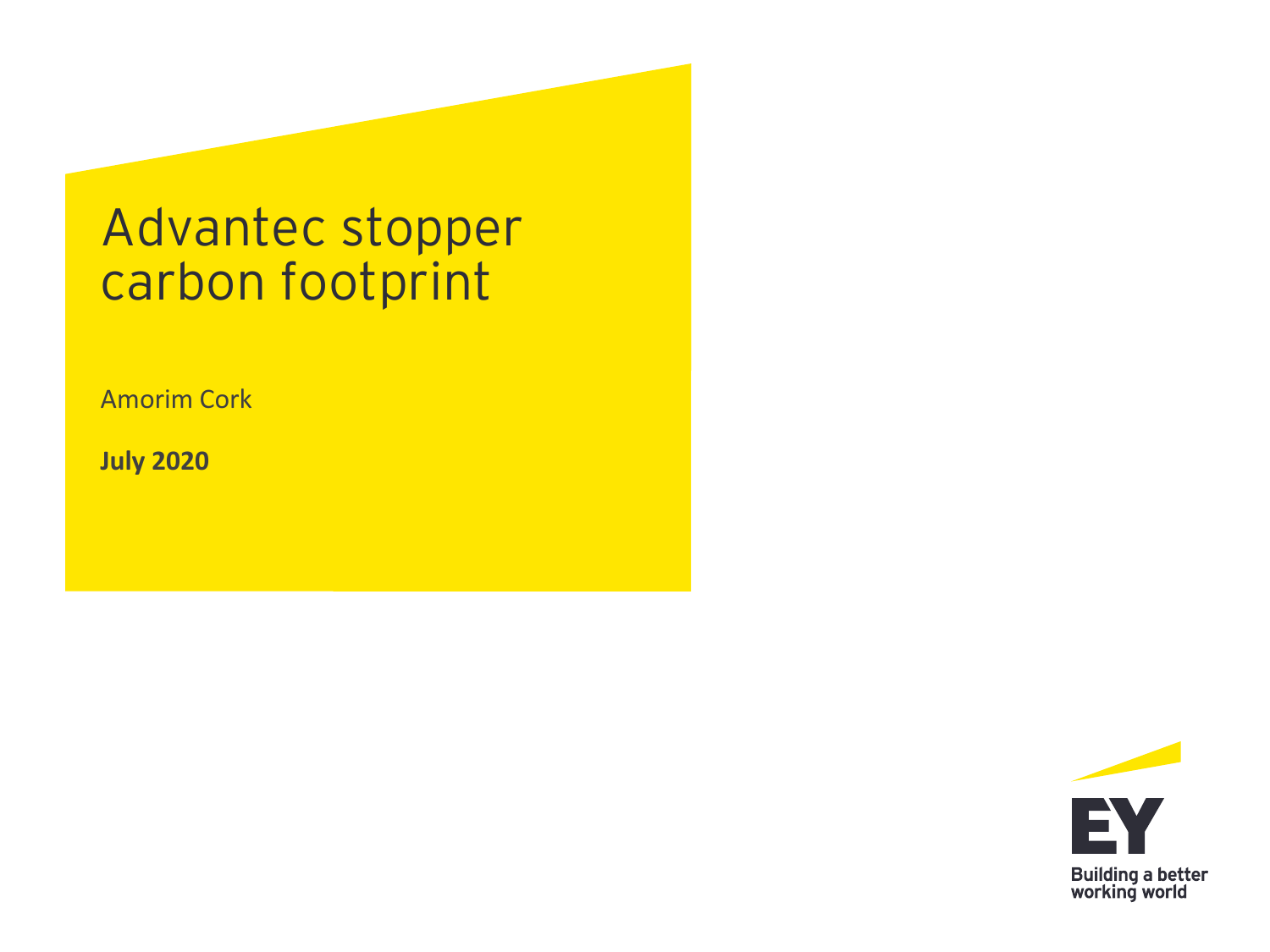# Advantec stopper carbon footprint

Amorim Cork

**July 2020**

Building a better working world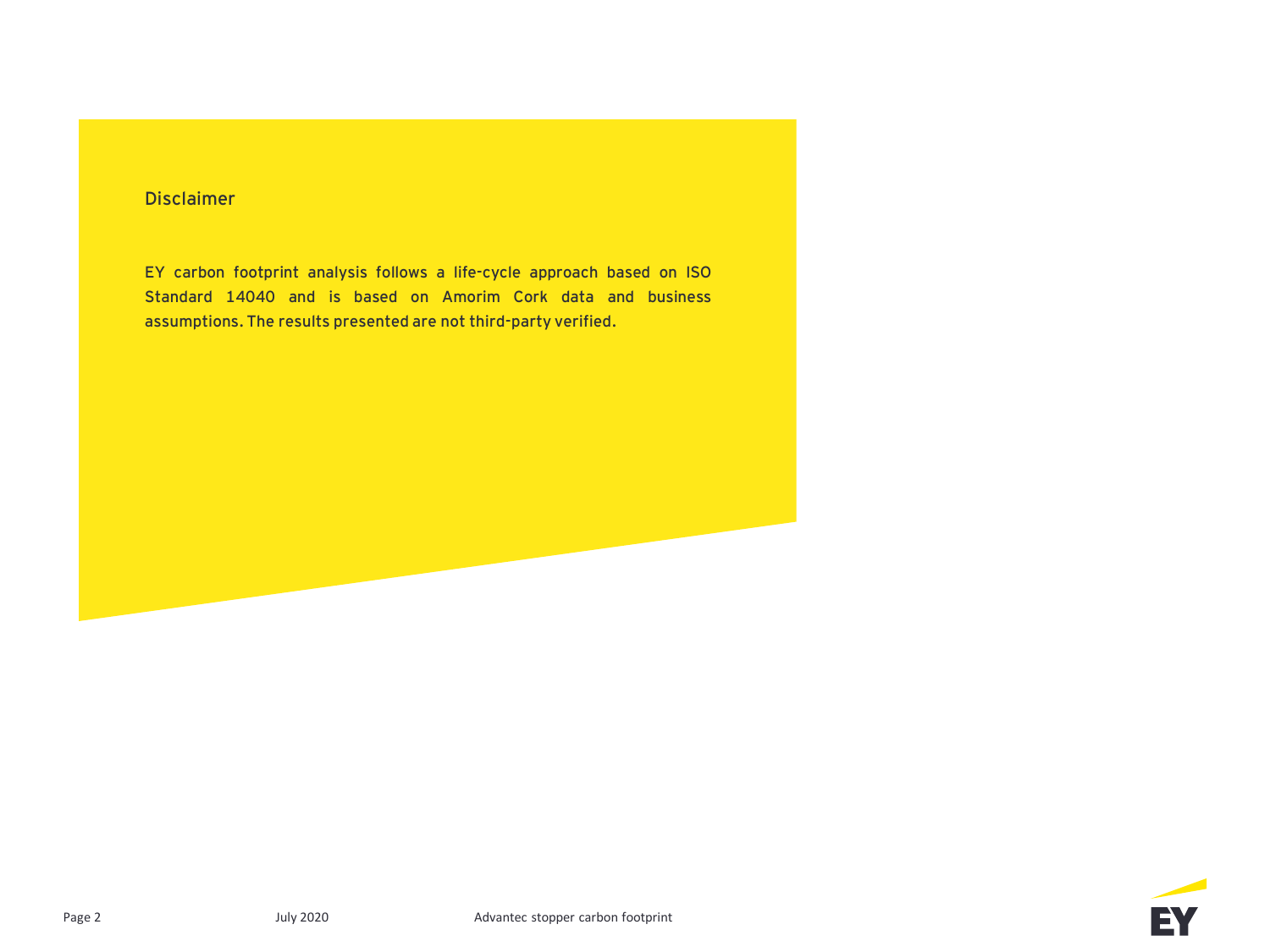## Disclaimer

EY carbon footprint analysis follows a life-cycle approach based on ISO Standard 14040 and is based on Amorim Cork data and business assumptions. The results presented are not third-party verified.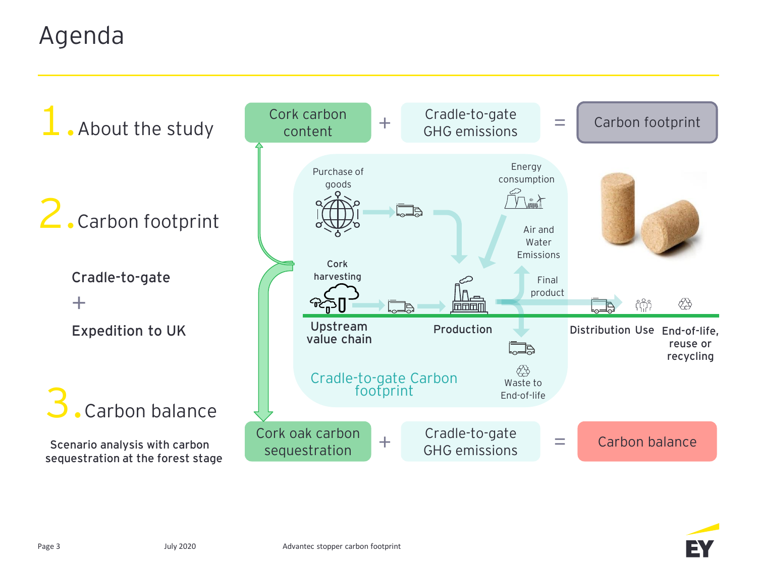# Agenda

1. About the study

2. Carbon footprint

   **Cradle-to-gate**

   **+**

   **Expedition to UK**

3. Carbon balance

   Scenario analysis with carbon sequestration at the forest stage

Cork carbon content + Cradle-to-gate GHG emissions = Carbon footprint

Purchase of goods

Energy consumption

Air and Water Emissions

Cork harvesting

Final product

Upstream value chain

Production

Distribution

Use

End-of-life, reuse or recycling

Cradle-to-gate Carbon footprint

Waste to End-of-life

Cork oak carbon sequestration + Cradle-to-gate GHG emissions = Carbon balance

July 2020

Advantec stopper carbon footprint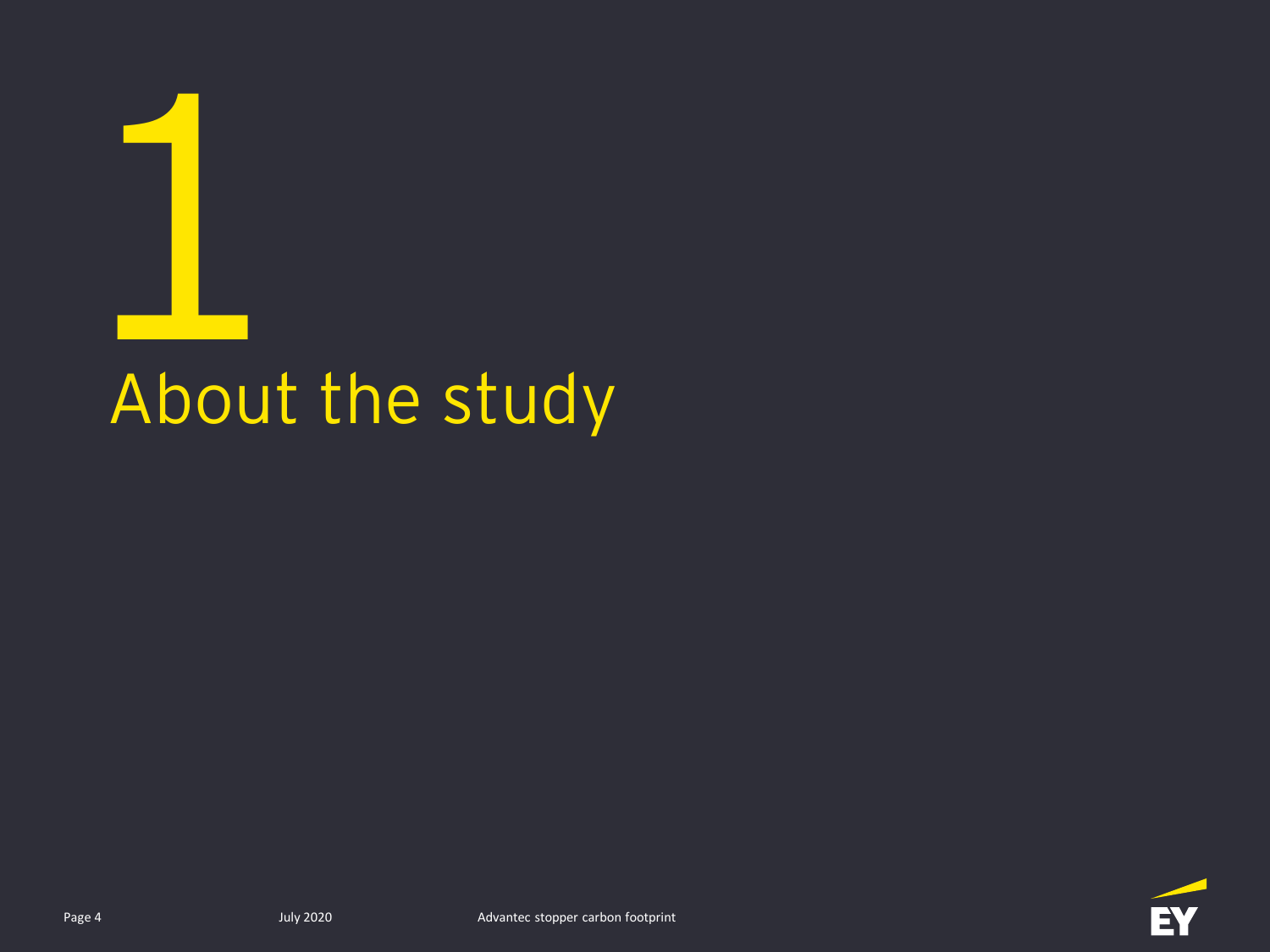# 1

# About the study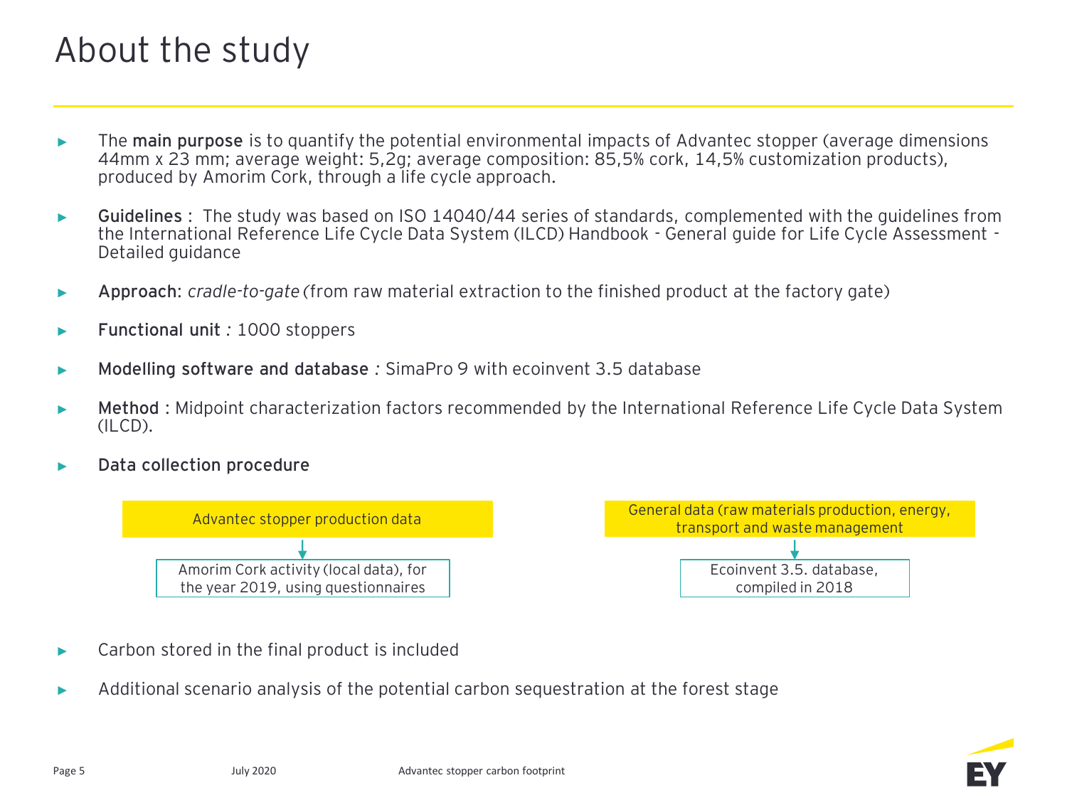# About the study

- The **main purpose** is to quantify the potential environmental impacts of Advantec stopper (average dimensions 44mm x 23 mm; average weight: 5,2g; average composition: 85,5% cork, 14,5% customization products), produced by Amorim Cork, through a life cycle approach.
- **Guidelines** : The study was based on ISO 14040/44 series of standards, complemented with the guidelines from the International Reference Life Cycle Data System (ILCD) Handbook - General guide for Life Cycle Assessment - Detailed guidance
- **Approach**: *cradle-to-gate* (from raw material extraction to the finished product at the factory gate)
- **Functional unit** *:* 1000 stoppers
- **Modelling software and database** *:* SimaPro 9 with ecoinvent 3.5 database
- **Method** : Midpoint characterization factors recommended by the International Reference Life Cycle Data System (ILCD).
- **Data collection procedure**

Advantec stopper production data
↓
Amorim Cork activity (local data), for the year 2019, using questionnaires

General data (raw materials production, energy, transport and waste management
↓
Ecoinvent 3.5. database, compiled in 2018

- Carbon stored in the final product is included
- Additional scenario analysis of the potential carbon sequestration at the forest stage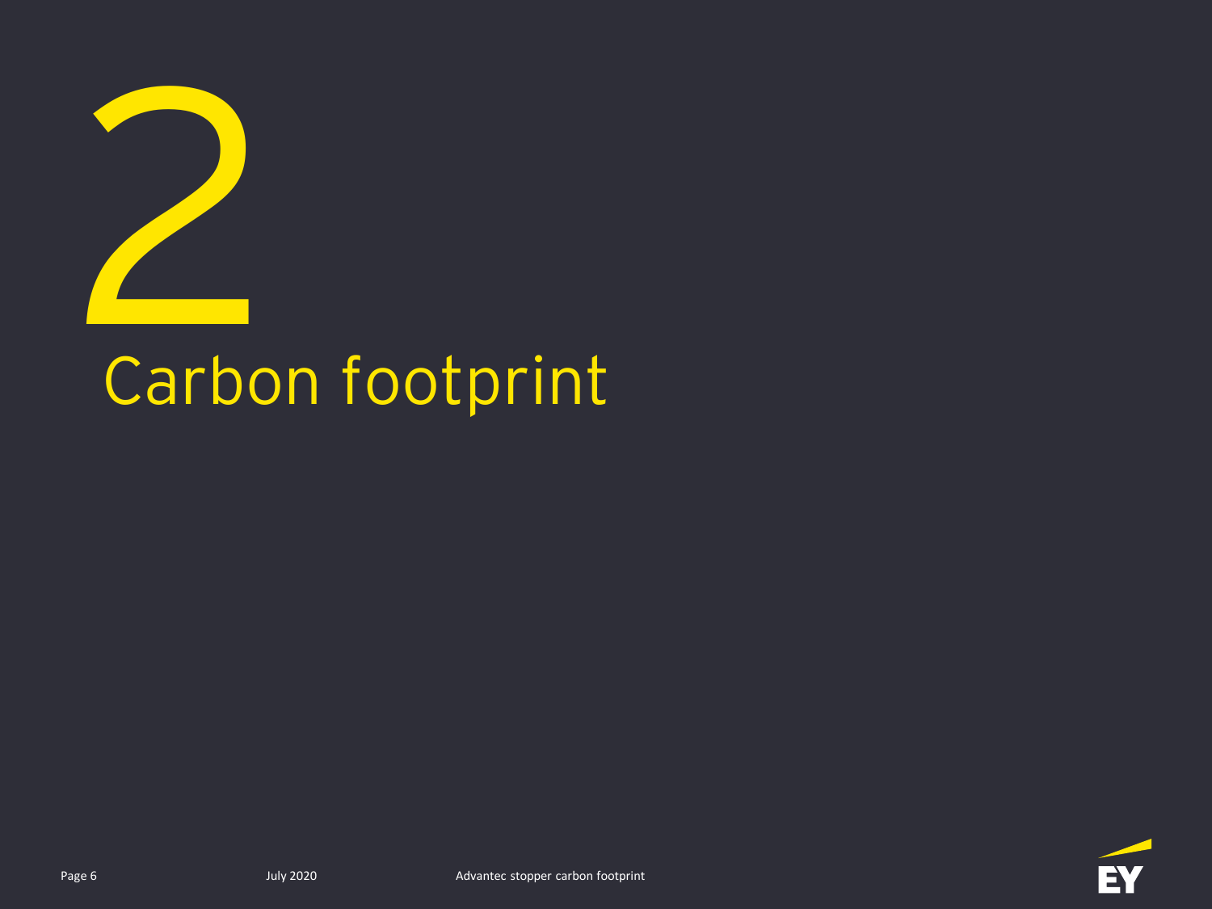# 2

# Carbon footprint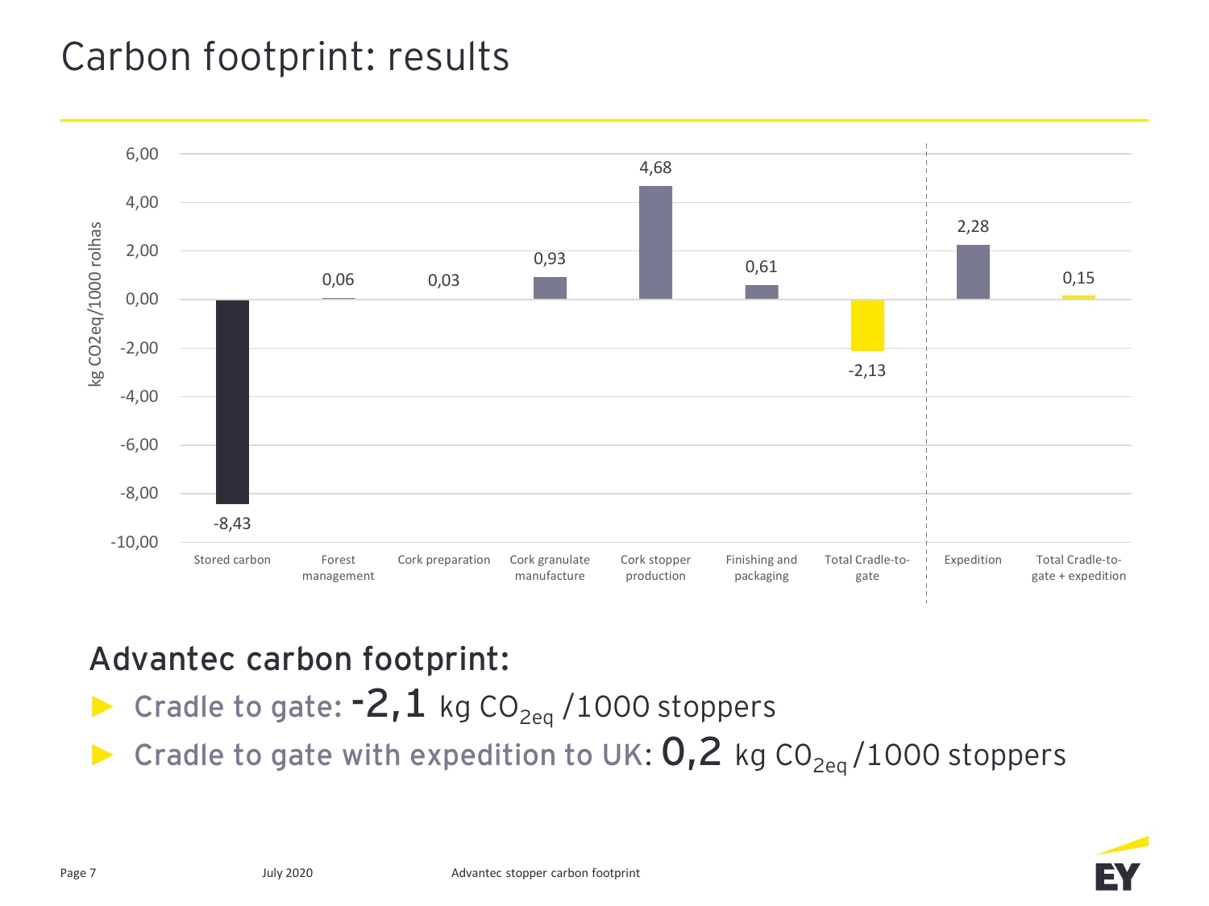# Carbon footprint: results

| | kg CO2eq/1000 rolhas |
|---|---|
| Stored carbon | -8,43 |
| Forest management | 0,06 |
| Cork preparation | 0,03 |
| Cork granulate manufacture | 0,93 |
| Cork stopper production | 4,68 |
| Finishing and packaging | 0,61 |
| Total Cradle-to-gate | -2,13 |
| Expedition | 2,28 |
| Total Cradle-to-gate + expedition | 0,15 |

## Advantec carbon footprint:

- Cradle to gate: **-2,1** kg $CO_{2eq}$ /1000 stoppers
- Cradle to gate with expedition to UK: **0,2** kg $CO_{2eq}$ /1000 stoppers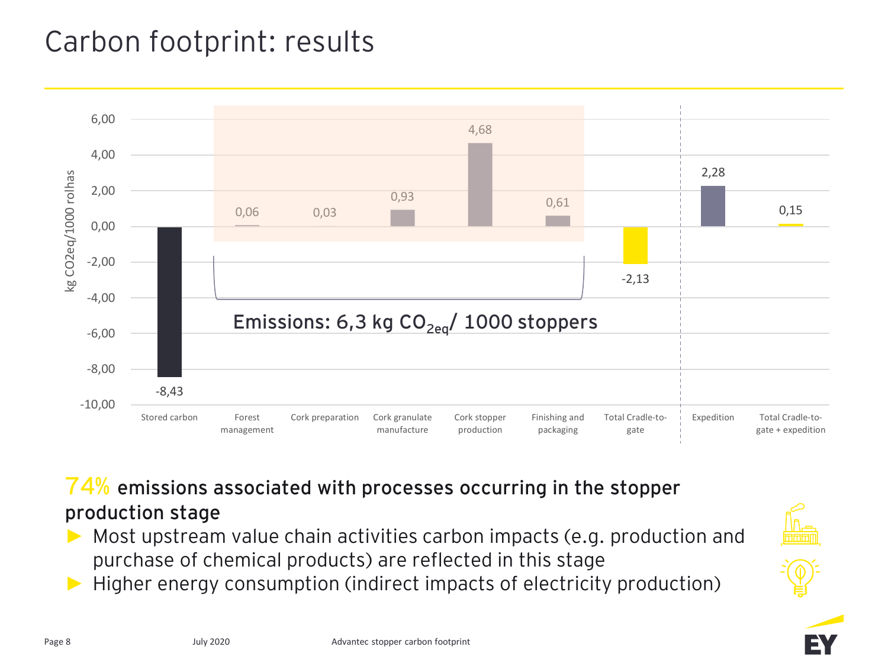# Carbon footprint: results

| | Stored carbon | Forest management | Cork preparation | Cork granulate manufacture | Cork stopper production | Finishing and packaging | Total Cradle-to-gate | Expedition | Total Cradle-to-gate + expedition |
|---|---|---|---|---|---|---|---|---|---|
| kg CO2eq/1000 rolhas | -8,43 | 0,06 | 0,03 | 0,93 | 4,68 | 0,61 | -2,13 | 2,28 | 0,15 |

Emissions: 6,3 kg $CO_{2eq}$/ 1000 stoppers

**74% emissions associated with processes occurring in the stopper production stage**

- Most upstream value chain activities carbon impacts (e.g. production and purchase of chemical products) are reflected in this stage
- Higher energy consumption (indirect impacts of electricity production)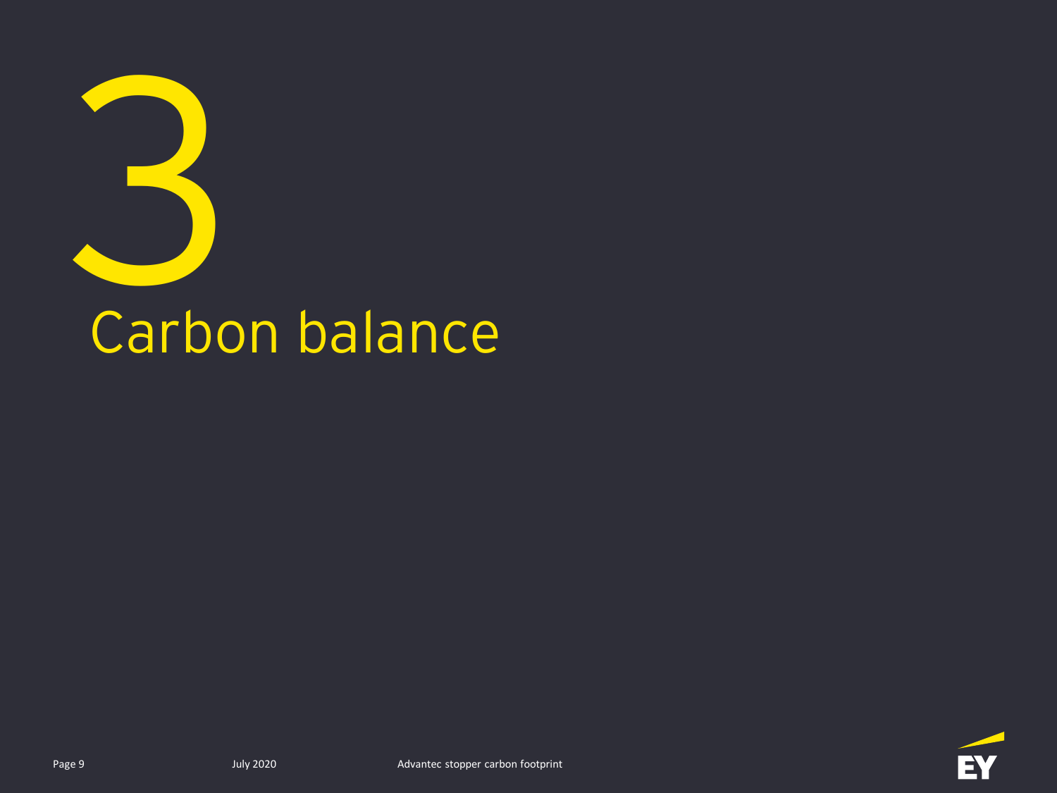# 3

# Carbon balance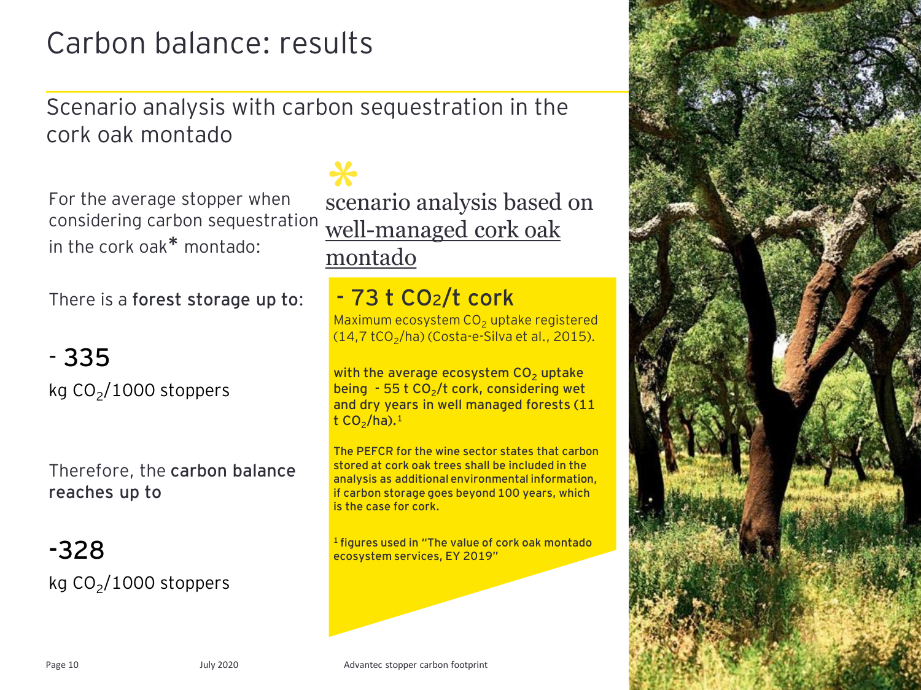// Carbon balance: results

## Scenario analysis with carbon sequestration in the cork oak montado

For the average stopper when considering carbon sequestration in the cork oak* montado:

There is a **forest storage up to**:

**- 335**

kg $CO_2$/1000 stoppers

Therefore, the **carbon balance reaches up to**

**-328**

kg $CO_2$/1000 stoppers

*

scenario analysis based on well-managed cork oak montado

**- 73 t $CO_2$/t cork**

Maximum ecosystem $CO_2$ uptake registered (14,7 t$CO_2$/ha) (Costa-e-Silva et al., 2015).

**with the average ecosystem $CO_2$ uptake being - 55 t $CO_2$/t cork, considering wet and dry years in well managed forests (11 t $CO_2$/ha).[1]**

**The PEFCR for the wine sector states that carbon stored at cork oak trees shall be included in the analysis as additional environmental information, if carbon storage goes beyond 100 years, which is the case for cork.**

**[1] figures used in "The value of cork oak montado ecosystem services, EY 2019"**

# Carbon balance: results

## Scenario analysis with carbon sequestration in the cork oak montado

For the average stopper when considering carbon sequestration in the cork oak* montado:

There is a **forest storage up to**:

**- 335**

kg $CO_2$/1000 stoppers

Therefore, the **carbon balance reaches up to**

**-328**

kg $CO_2$/1000 stoppers

*

scenario analysis based on well-managed cork oak montado

**- 73 t $CO_2$/t cork**

Maximum ecosystem $CO_2$ uptake registered (14,7 t$CO_2$/ha) (Costa-e-Silva et al., 2015).

**with the average ecosystem $CO_2$ uptake being - 55 t $CO_2$/t cork, considering wet and dry years in well managed forests (11 t $CO_2$/ha).[1]**

**The PEFCR for the wine sector states that carbon stored at cork oak trees shall be included in the analysis as additional environmental information, if carbon storage goes beyond 100 years, which is the case for cork.**

**[1] figures used in "The value of cork oak montado ecosystem services, EY 2019"**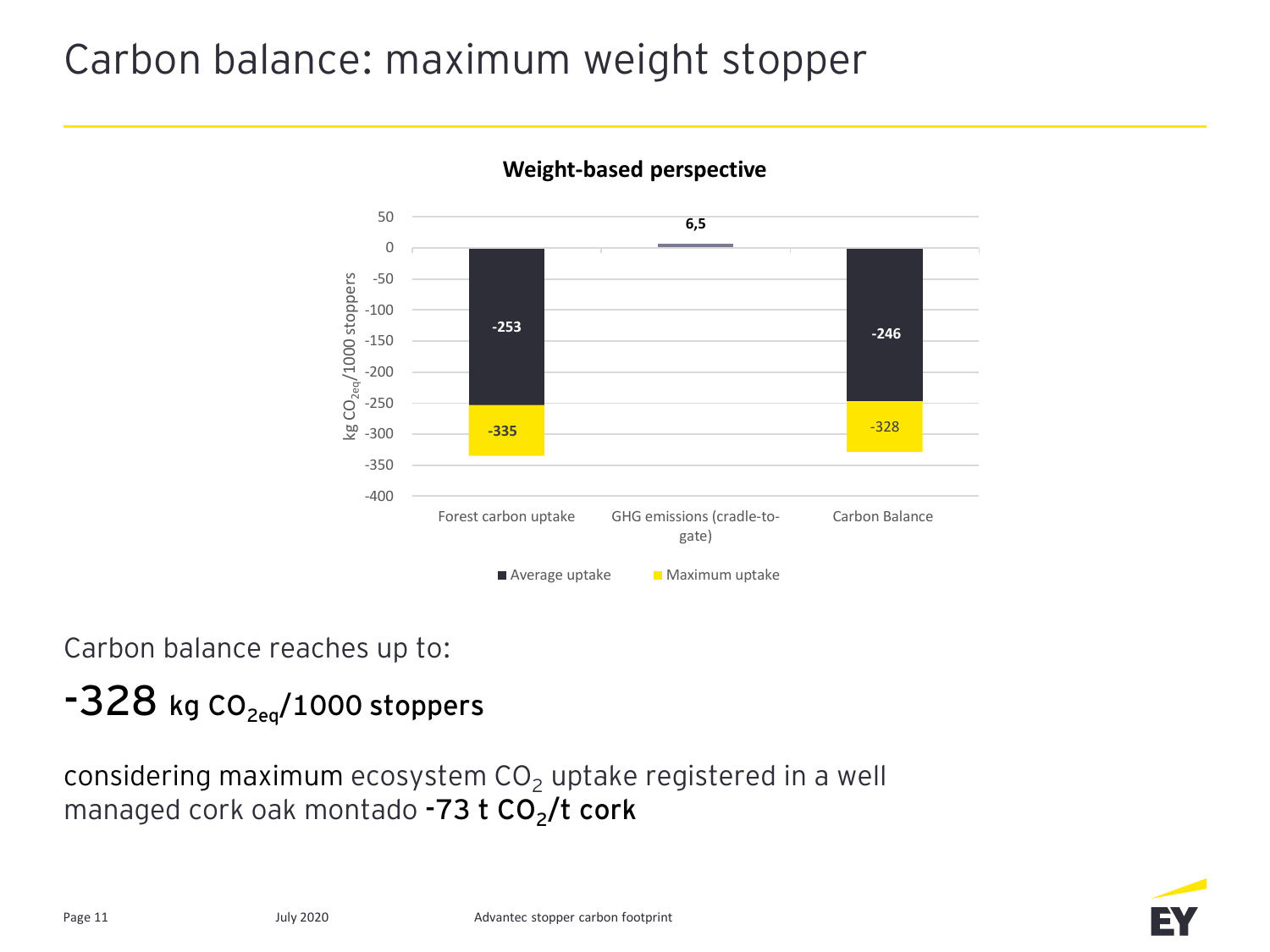# Carbon balance: maximum weight stopper

**Weight-based perspective**

| | Average uptake | Maximum uptake |
| --- | --- | --- |
| Forest carbon uptake | -253 | -335 |
| GHG emissions (cradle-to-gate) | 6,5 | |
| Carbon Balance | -246 | -328 |

Y-axis: kg $CO_{2eq}$/1000 stoppers

Carbon balance reaches up to:

## -328 kg $CO_{2eq}$/1000 stoppers

considering maximum ecosystem $CO_2$ uptake registered in a well managed cork oak montado **-73 t $CO_2$/t cork**

July 2020 | Advantec stopper carbon footprint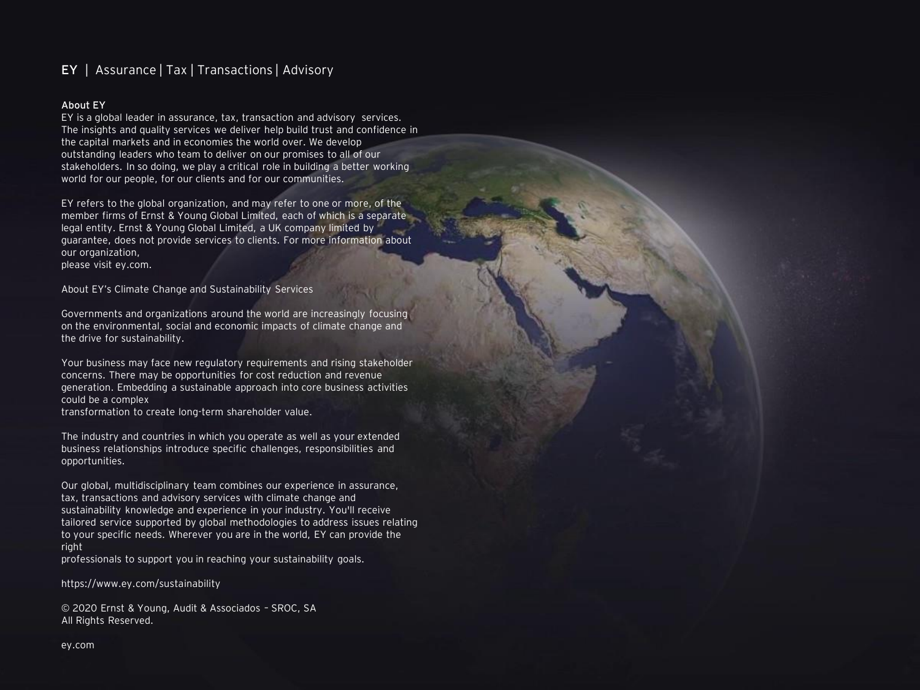EY | Assurance | Tax | Transactions | Advisory

**About EY**

EY is a global leader in assurance, tax, transaction and advisory services. The insights and quality services we deliver help build trust and confidence in the capital markets and in economies the world over. We develop outstanding leaders who team to deliver on our promises to all of our stakeholders. In so doing, we play a critical role in building a better working world for our people, for our clients and for our communities.

EY refers to the global organization, and may refer to one or more, of the member firms of Ernst & Young Global Limited, each of which is a separate legal entity. Ernst & Young Global Limited, a UK company limited by guarantee, does not provide services to clients. For more information about our organization, please visit ey.com.

About EY's Climate Change and Sustainability Services

Governments and organizations around the world are increasingly focusing on the environmental, social and economic impacts of climate change and the drive for sustainability.

Your business may face new regulatory requirements and rising stakeholder concerns. There may be opportunities for cost reduction and revenue generation. Embedding a sustainable approach into core business activities could be a complex transformation to create long-term shareholder value.

The industry and countries in which you operate as well as your extended business relationships introduce specific challenges, responsibilities and opportunities.

Our global, multidisciplinary team combines our experience in assurance, tax, transactions and advisory services with climate change and sustainability knowledge and experience in your industry. You'll receive tailored service supported by global methodologies to address issues relating to your specific needs. Wherever you are in the world, EY can provide the right professionals to support you in reaching your sustainability goals.

https://www.ey.com/sustainability

© 2020 Ernst & Young, Audit & Associados – SROC, SA
All Rights Reserved.

ey.com